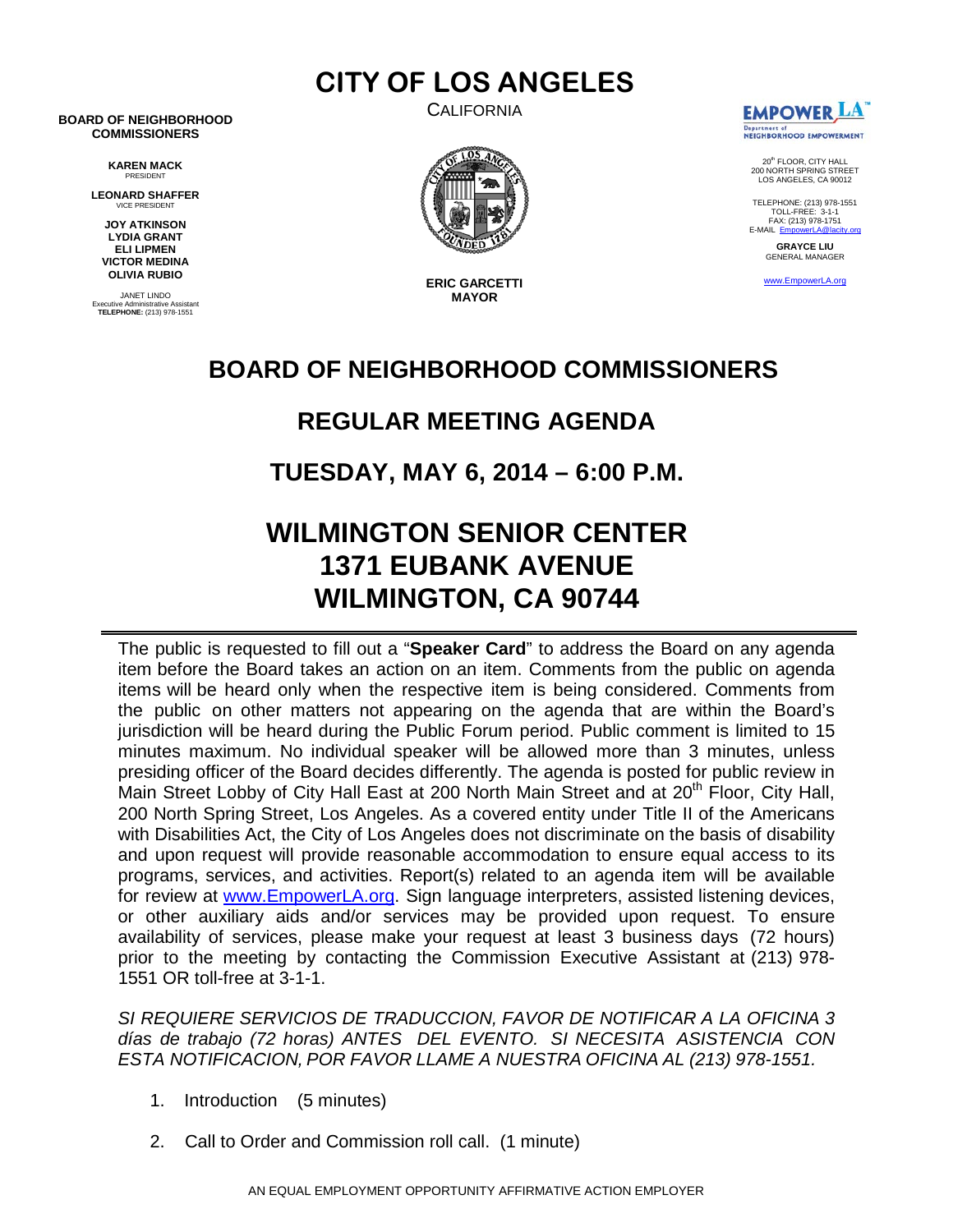# CITY OF LOS ANGELES

CALIFORNIA

**BOARD OF NEIGHBORHOOD COMMISSIONERS**

**KAREN MACK**
PRESIDENT

**LEONARD SHAFFER**
VICE PRESIDENT

**JOY ATKINSON**
**LYDIA GRANT**
**ELI LIPMEN**
**VICTOR MEDINA**
**OLIVIA RUBIO**

JANET LINDO
Executive Administrative Assistant
**TELEPHONE:** (213) 978-1551

**ERIC GARCETTI**
**MAYOR**

EMPOWER LA
Department of
NEIGHBORHOOD EMPOWERMENT

20th FLOOR, CITY HALL
200 NORTH SPRING STREET
LOS ANGELES, CA 90012

TELEPHONE: (213) 978-1551
TOLL-FREE: 3-1-1
FAX: (213) 978-1751
E-MAIL EmpowerLA@lacity.org

**GRAYCE LIU**
GENERAL MANAGER

www.EmpowerLA.org

## BOARD OF NEIGHBORHOOD COMMISSIONERS

## REGULAR MEETING AGENDA

## TUESDAY, MAY 6, 2014 – 6:00 P.M.

# WILMINGTON SENIOR CENTER
# 1371 EUBANK AVENUE
# WILMINGTON, CA 90744

The public is requested to fill out a "**Speaker Card**" to address the Board on any agenda item before the Board takes an action on an item. Comments from the public on agenda items will be heard only when the respective item is being considered. Comments from the public on other matters not appearing on the agenda that are within the Board's jurisdiction will be heard during the Public Forum period. Public comment is limited to 15 minutes maximum. No individual speaker will be allowed more than 3 minutes, unless presiding officer of the Board decides differently. The agenda is posted for public review in Main Street Lobby of City Hall East at 200 North Main Street and at 20th Floor, City Hall, 200 North Spring Street, Los Angeles. As a covered entity under Title II of the Americans with Disabilities Act, the City of Los Angeles does not discriminate on the basis of disability and upon request will provide reasonable accommodation to ensure equal access to its programs, services, and activities. Report(s) related to an agenda item will be available for review at www.EmpowerLA.org. Sign language interpreters, assisted listening devices, or other auxiliary aids and/or services may be provided upon request. To ensure availability of services, please make your request at least 3 business days (72 hours) prior to the meeting by contacting the Commission Executive Assistant at (213) 978-1551 OR toll-free at 3-1-1.

*SI REQUIERE SERVICIOS DE TRADUCCION, FAVOR DE NOTIFICAR A LA OFICINA 3 días de trabajo (72 horas) ANTES DEL EVENTO. SI NECESITA ASISTENCIA CON ESTA NOTIFICACION, POR FAVOR LLAME A NUESTRA OFICINA AL (213) 978-1551.*

1. Introduction (5 minutes)
2. Call to Order and Commission roll call. (1 minute)

AN EQUAL EMPLOYMENT OPPORTUNITY AFFIRMATIVE ACTION EMPLOYER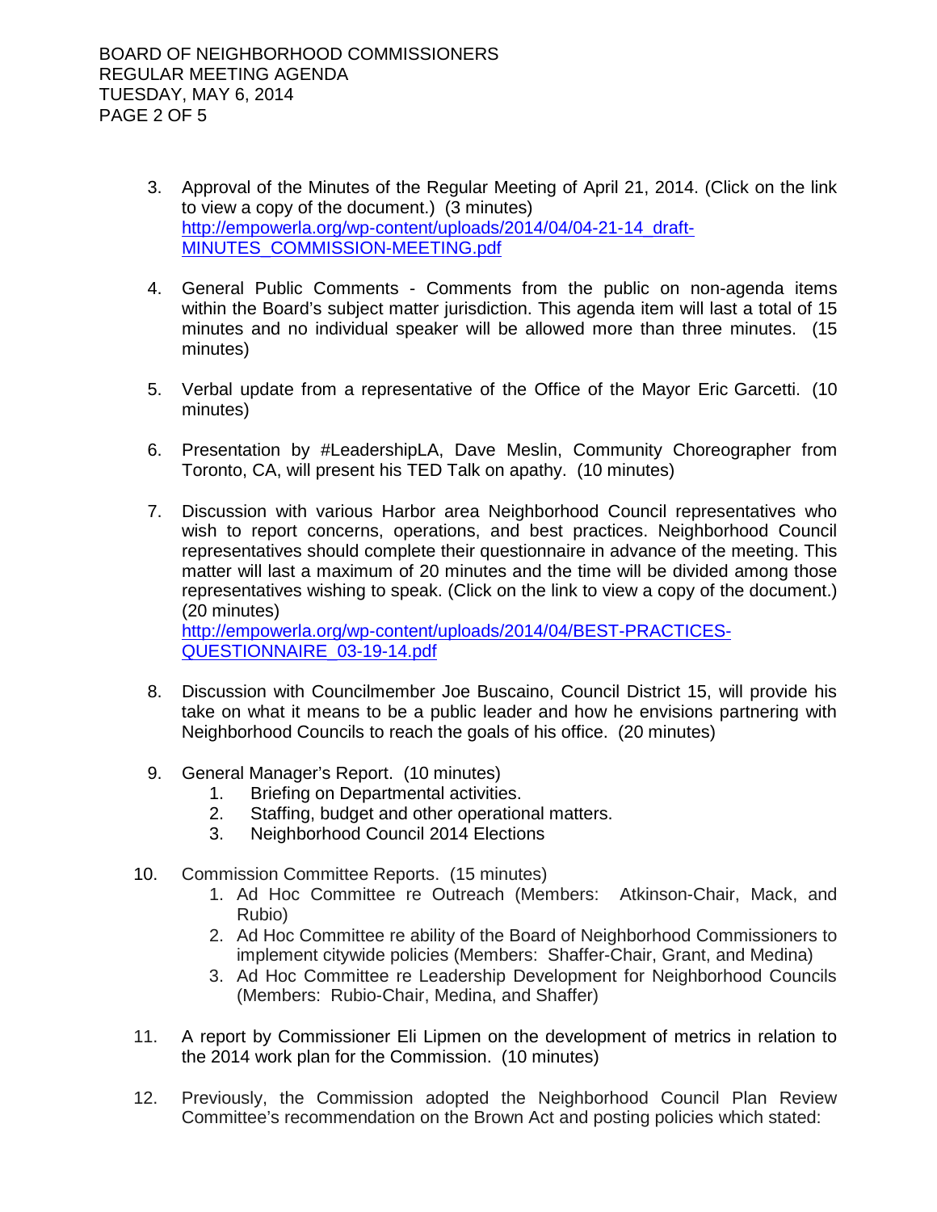3. Approval of the Minutes of the Regular Meeting of April 21, 2014. (Click on the link to view a copy of the document.) (3 minutes)
   http://empowerla.org/wp-content/uploads/2014/04/04-21-14_draft-MINUTES_COMMISSION-MEETING.pdf

4. General Public Comments - Comments from the public on non-agenda items within the Board's subject matter jurisdiction. This agenda item will last a total of 15 minutes and no individual speaker will be allowed more than three minutes. (15 minutes)

5. Verbal update from a representative of the Office of the Mayor Eric Garcetti. (10 minutes)

6. Presentation by #LeadershipLA, Dave Meslin, Community Choreographer from Toronto, CA, will present his TED Talk on apathy. (10 minutes)

7. Discussion with various Harbor area Neighborhood Council representatives who wish to report concerns, operations, and best practices. Neighborhood Council representatives should complete their questionnaire in advance of the meeting. This matter will last a maximum of 20 minutes and the time will be divided among those representatives wishing to speak. (Click on the link to view a copy of the document.) (20 minutes)
   http://empowerla.org/wp-content/uploads/2014/04/BEST-PRACTICES-QUESTIONNAIRE_03-19-14.pdf

8. Discussion with Councilmember Joe Buscaino, Council District 15, will provide his take on what it means to be a public leader and how he envisions partnering with Neighborhood Councils to reach the goals of his office. (20 minutes)

9. General Manager's Report. (10 minutes)
   1. Briefing on Departmental activities.
   2. Staffing, budget and other operational matters.
   3. Neighborhood Council 2014 Elections

10. Commission Committee Reports. (15 minutes)
    1. Ad Hoc Committee re Outreach (Members: Atkinson-Chair, Mack, and Rubio)
    2. Ad Hoc Committee re ability of the Board of Neighborhood Commissioners to implement citywide policies (Members: Shaffer-Chair, Grant, and Medina)
    3. Ad Hoc Committee re Leadership Development for Neighborhood Councils (Members: Rubio-Chair, Medina, and Shaffer)

11. A report by Commissioner Eli Lipmen on the development of metrics in relation to the 2014 work plan for the Commission. (10 minutes)

12. Previously, the Commission adopted the Neighborhood Council Plan Review Committee's recommendation on the Brown Act and posting policies which stated: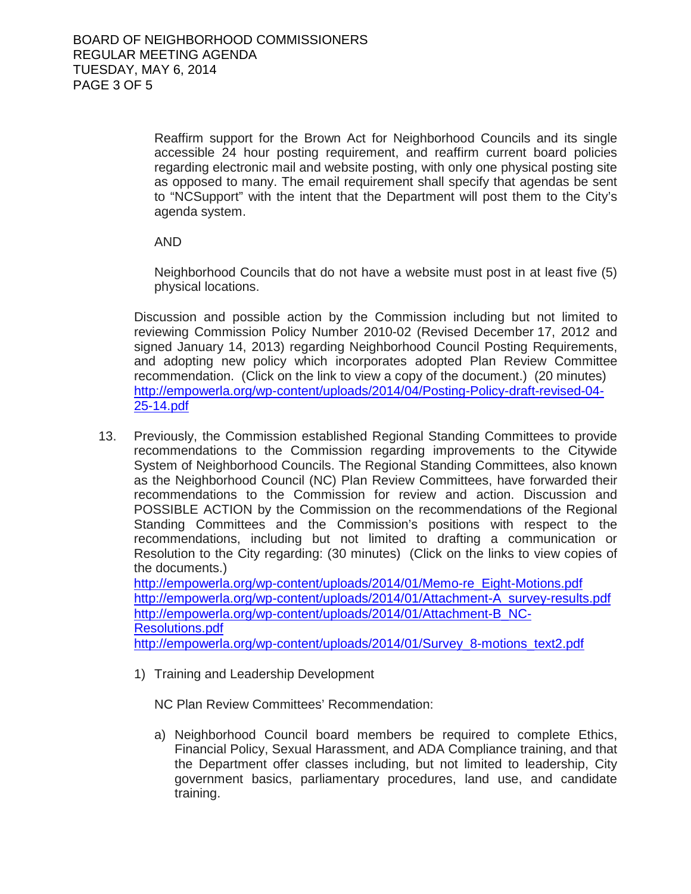Reaffirm support for the Brown Act for Neighborhood Councils and its single accessible 24 hour posting requirement, and reaffirm current board policies regarding electronic mail and website posting, with only one physical posting site as opposed to many. The email requirement shall specify that agendas be sent to "NCSupport" with the intent that the Department will post them to the City's agenda system.

AND

Neighborhood Councils that do not have a website must post in at least five (5) physical locations.

Discussion and possible action by the Commission including but not limited to reviewing Commission Policy Number 2010-02 (Revised December 17, 2012 and signed January 14, 2013) regarding Neighborhood Council Posting Requirements, and adopting new policy which incorporates adopted Plan Review Committee recommendation. (Click on the link to view a copy of the document.) (20 minutes)
http://empowerla.org/wp-content/uploads/2014/04/Posting-Policy-draft-revised-04-25-14.pdf

13. Previously, the Commission established Regional Standing Committees to provide recommendations to the Commission regarding improvements to the Citywide System of Neighborhood Councils. The Regional Standing Committees, also known as the Neighborhood Council (NC) Plan Review Committees, have forwarded their recommendations to the Commission for review and action. Discussion and POSSIBLE ACTION by the Commission on the recommendations of the Regional Standing Committees and the Commission's positions with respect to the recommendations, including but not limited to drafting a communication or Resolution to the City regarding: (30 minutes) (Click on the links to view copies of the documents.)
http://empowerla.org/wp-content/uploads/2014/01/Memo-re_Eight-Motions.pdf
http://empowerla.org/wp-content/uploads/2014/01/Attachment-A_survey-results.pdf
http://empowerla.org/wp-content/uploads/2014/01/Attachment-B_NC-Resolutions.pdf
http://empowerla.org/wp-content/uploads/2014/01/Survey_8-motions_text2.pdf

    1) Training and Leadership Development

    NC Plan Review Committees' Recommendation:

    a) Neighborhood Council board members be required to complete Ethics, Financial Policy, Sexual Harassment, and ADA Compliance training, and that the Department offer classes including, but not limited to leadership, City government basics, parliamentary procedures, land use, and candidate training.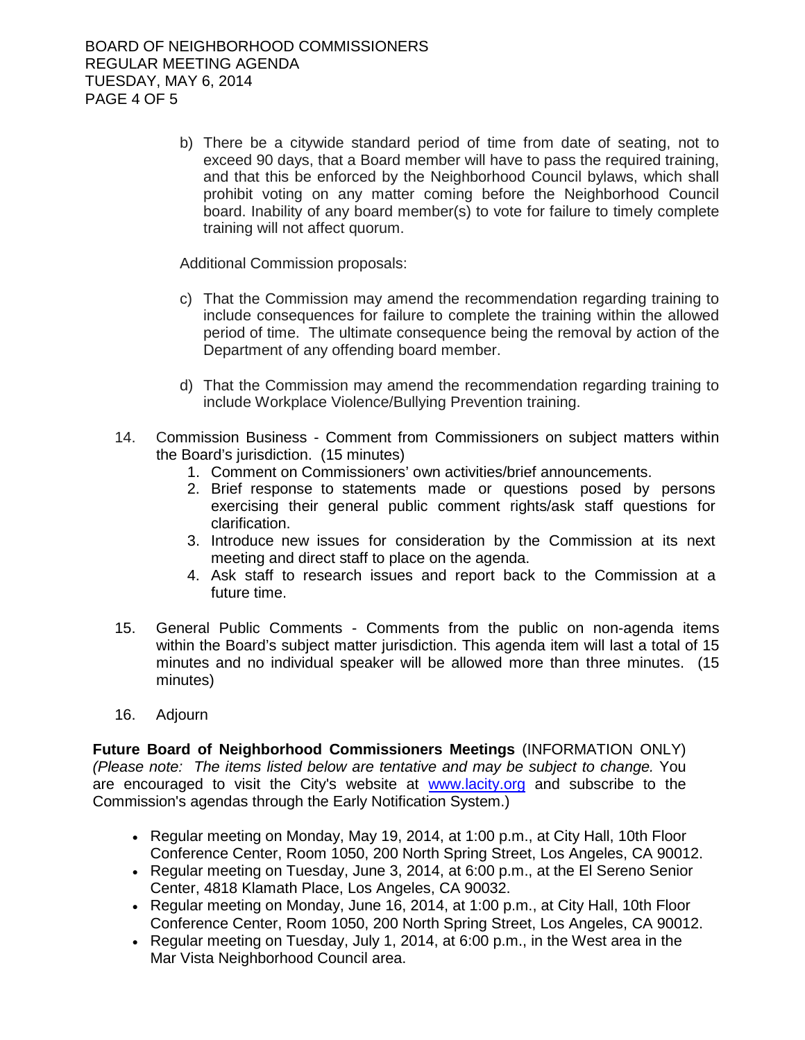b) There be a citywide standard period of time from date of seating, not to exceed 90 days, that a Board member will have to pass the required training, and that this be enforced by the Neighborhood Council bylaws, which shall prohibit voting on any matter coming before the Neighborhood Council board. Inability of any board member(s) to vote for failure to timely complete training will not affect quorum.

Additional Commission proposals:

c) That the Commission may amend the recommendation regarding training to include consequences for failure to complete the training within the allowed period of time. The ultimate consequence being the removal by action of the Department of any offending board member.

d) That the Commission may amend the recommendation regarding training to include Workplace Violence/Bullying Prevention training.

14. Commission Business - Comment from Commissioners on subject matters within the Board's jurisdiction. (15 minutes)
    1. Comment on Commissioners' own activities/brief announcements.
    2. Brief response to statements made or questions posed by persons exercising their general public comment rights/ask staff questions for clarification.
    3. Introduce new issues for consideration by the Commission at its next meeting and direct staff to place on the agenda.
    4. Ask staff to research issues and report back to the Commission at a future time.

15. General Public Comments - Comments from the public on non-agenda items within the Board's subject matter jurisdiction. This agenda item will last a total of 15 minutes and no individual speaker will be allowed more than three minutes. (15 minutes)

16. Adjourn

**Future Board of Neighborhood Commissioners Meetings** (INFORMATION ONLY) *(Please note: The items listed below are tentative and may be subject to change.* You are encouraged to visit the City's website at [www.lacity.org](http://www.lacity.org) and subscribe to the Commission's agendas through the Early Notification System.)

- Regular meeting on Monday, May 19, 2014, at 1:00 p.m., at City Hall, 10th Floor Conference Center, Room 1050, 200 North Spring Street, Los Angeles, CA 90012.
- Regular meeting on Tuesday, June 3, 2014, at 6:00 p.m., at the El Sereno Senior Center, 4818 Klamath Place, Los Angeles, CA 90032.
- Regular meeting on Monday, June 16, 2014, at 1:00 p.m., at City Hall, 10th Floor Conference Center, Room 1050, 200 North Spring Street, Los Angeles, CA 90012.
- Regular meeting on Tuesday, July 1, 2014, at 6:00 p.m., in the West area in the Mar Vista Neighborhood Council area.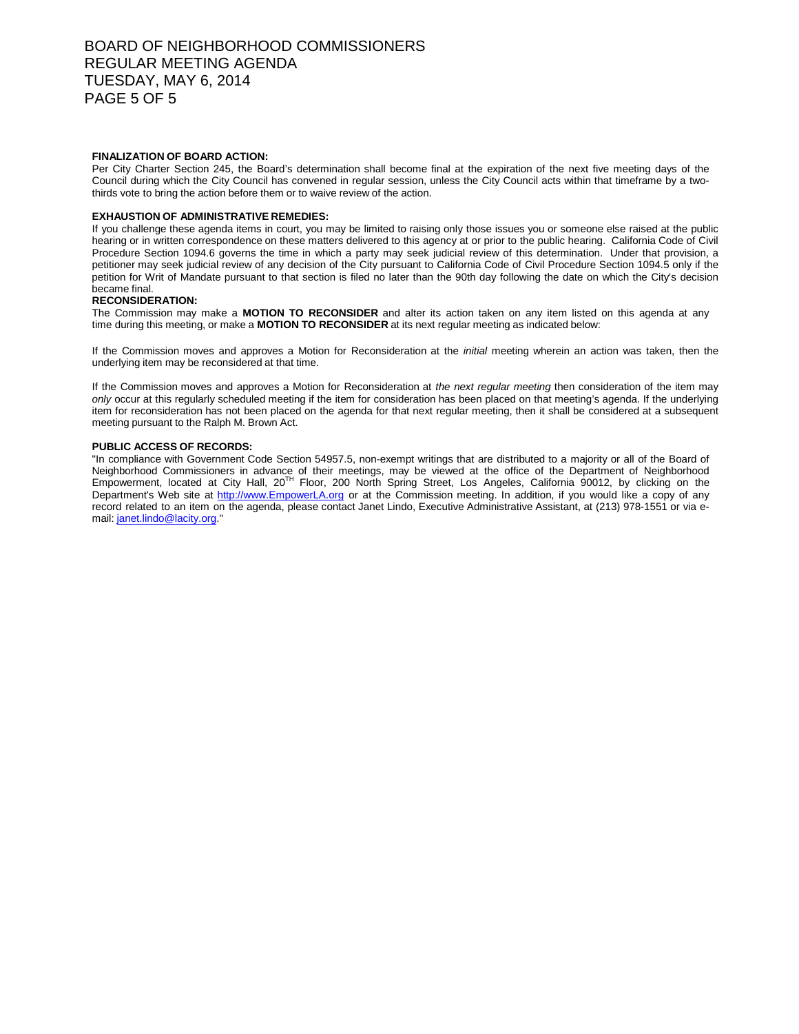**FINALIZATION OF BOARD ACTION:**
Per City Charter Section 245, the Board's determination shall become final at the expiration of the next five meeting days of the Council during which the City Council has convened in regular session, unless the City Council acts within that timeframe by a two-thirds vote to bring the action before them or to waive review of the action.

**EXHAUSTION OF ADMINISTRATIVE REMEDIES:**
If you challenge these agenda items in court, you may be limited to raising only those issues you or someone else raised at the public hearing or in written correspondence on these matters delivered to this agency at or prior to the public hearing. California Code of Civil Procedure Section 1094.6 governs the time in which a party may seek judicial review of this determination. Under that provision, a petitioner may seek judicial review of any decision of the City pursuant to California Code of Civil Procedure Section 1094.5 only if the petition for Writ of Mandate pursuant to that section is filed no later than the 90th day following the date on which the City's decision became final.

**RECONSIDERATION:**
The Commission may make a **MOTION TO RECONSIDER** and alter its action taken on any item listed on this agenda at any time during this meeting, or make a **MOTION TO RECONSIDER** at its next regular meeting as indicated below:

If the Commission moves and approves a Motion for Reconsideration at the *initial* meeting wherein an action was taken, then the underlying item may be reconsidered at that time.

If the Commission moves and approves a Motion for Reconsideration at *the next regular meeting* then consideration of the item may *only* occur at this regularly scheduled meeting if the item for consideration has been placed on that meeting's agenda. If the underlying item for reconsideration has not been placed on the agenda for that next regular meeting, then it shall be considered at a subsequent meeting pursuant to the Ralph M. Brown Act.

**PUBLIC ACCESS OF RECORDS:**
"In compliance with Government Code Section 54957.5, non-exempt writings that are distributed to a majority or all of the Board of Neighborhood Commissioners in advance of their meetings, may be viewed at the office of the Department of Neighborhood Empowerment, located at City Hall, 20TH Floor, 200 North Spring Street, Los Angeles, California 90012, by clicking on the Department's Web site at http://www.EmpowerLA.org or at the Commission meeting. In addition, if you would like a copy of any record related to an item on the agenda, please contact Janet Lindo, Executive Administrative Assistant, at (213) 978-1551 or via e-mail: janet.lindo@lacity.org."